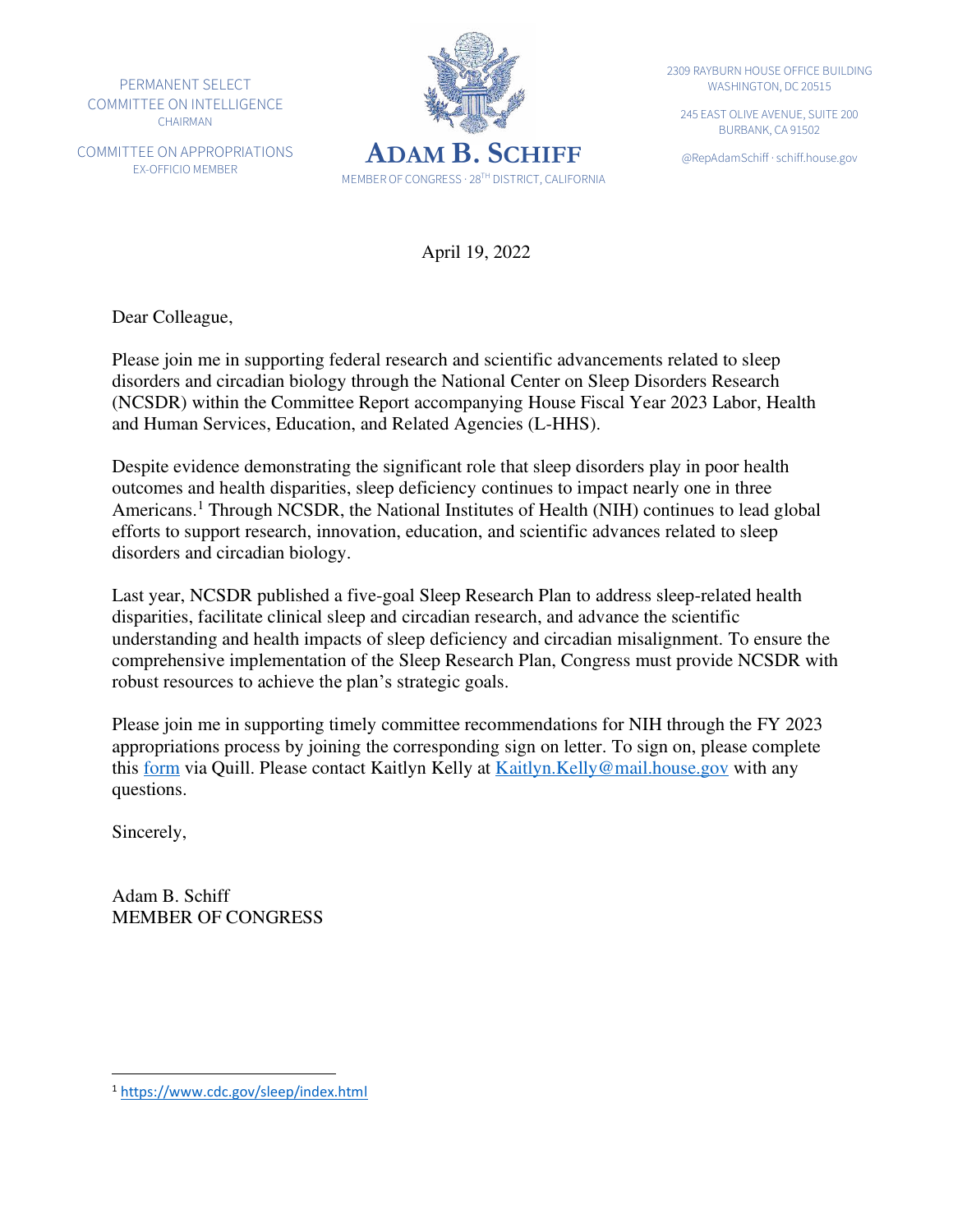PERMANENT SELECT COMMITTEE ON INTELLIGENCE
CHAIRMAN

COMMITTEE ON APPROPRIATIONS
EX-OFFICIO MEMBER

**ADAM B. SCHIFF**
MEMBER OF CONGRESS · 28TH DISTRICT, CALIFORNIA

2309 RAYBURN HOUSE OFFICE BUILDING
WASHINGTON, DC 20515

245 EAST OLIVE AVENUE, SUITE 200
BURBANK, CA 91502

@RepAdamSchiff · schiff.house.gov

April 19, 2022

Dear Colleague,

Please join me in supporting federal research and scientific advancements related to sleep disorders and circadian biology through the National Center on Sleep Disorders Research (NCSDR) within the Committee Report accompanying House Fiscal Year 2023 Labor, Health and Human Services, Education, and Related Agencies (L-HHS).

Despite evidence demonstrating the significant role that sleep disorders play in poor health outcomes and health disparities, sleep deficiency continues to impact nearly one in three Americans.[1] Through NCSDR, the National Institutes of Health (NIH) continues to lead global efforts to support research, innovation, education, and scientific advances related to sleep disorders and circadian biology.

Last year, NCSDR published a five-goal Sleep Research Plan to address sleep-related health disparities, facilitate clinical sleep and circadian research, and advance the scientific understanding and health impacts of sleep deficiency and circadian misalignment. To ensure the comprehensive implementation of the Sleep Research Plan, Congress must provide NCSDR with robust resources to achieve the plan's strategic goals.

Please join me in supporting timely committee recommendations for NIH through the FY 2023 appropriations process by joining the corresponding sign on letter. To sign on, please complete this form via Quill. Please contact Kaitlyn Kelly at Kaitlyn.Kelly@mail.house.gov with any questions.

Sincerely,

Adam B. Schiff
MEMBER OF CONGRESS

---

[1] https://www.cdc.gov/sleep/index.html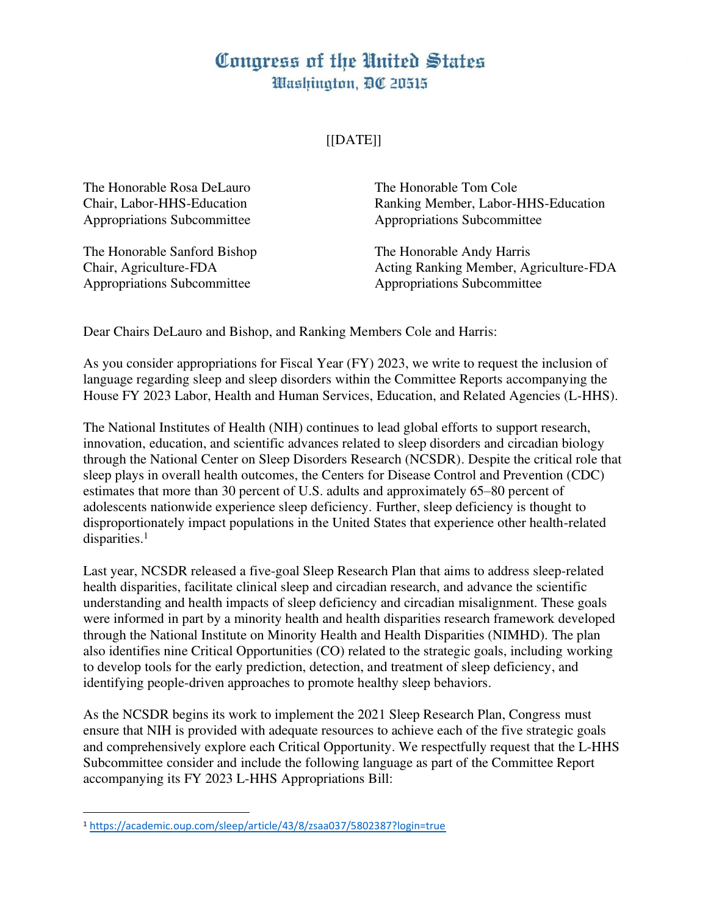# Congress of the United States
## Washington, DC 20515

[[DATE]]

The Honorable Rosa DeLauro
Chair, Labor-HHS-Education
Appropriations Subcommittee

The Honorable Tom Cole
Ranking Member, Labor-HHS-Education
Appropriations Subcommittee

The Honorable Sanford Bishop
Chair, Agriculture-FDA
Appropriations Subcommittee

The Honorable Andy Harris
Acting Ranking Member, Agriculture-FDA
Appropriations Subcommittee

Dear Chairs DeLauro and Bishop, and Ranking Members Cole and Harris:

As you consider appropriations for Fiscal Year (FY) 2023, we write to request the inclusion of language regarding sleep and sleep disorders within the Committee Reports accompanying the House FY 2023 Labor, Health and Human Services, Education, and Related Agencies (L-HHS).

The National Institutes of Health (NIH) continues to lead global efforts to support research, innovation, education, and scientific advances related to sleep disorders and circadian biology through the National Center on Sleep Disorders Research (NCSDR). Despite the critical role that sleep plays in overall health outcomes, the Centers for Disease Control and Prevention (CDC) estimates that more than 30 percent of U.S. adults and approximately 65–80 percent of adolescents nationwide experience sleep deficiency. Further, sleep deficiency is thought to disproportionately impact populations in the United States that experience other health-related disparities.[1]

Last year, NCSDR released a five-goal Sleep Research Plan that aims to address sleep-related health disparities, facilitate clinical sleep and circadian research, and advance the scientific understanding and health impacts of sleep deficiency and circadian misalignment. These goals were informed in part by a minority health and health disparities research framework developed through the National Institute on Minority Health and Health Disparities (NIMHD). The plan also identifies nine Critical Opportunities (CO) related to the strategic goals, including working to develop tools for the early prediction, detection, and treatment of sleep deficiency, and identifying people-driven approaches to promote healthy sleep behaviors.

As the NCSDR begins its work to implement the 2021 Sleep Research Plan, Congress must ensure that NIH is provided with adequate resources to achieve each of the five strategic goals and comprehensively explore each Critical Opportunity. We respectfully request that the L-HHS Subcommittee consider and include the following language as part of the Committee Report accompanying its FY 2023 L-HHS Appropriations Bill:

---

[1] https://academic.oup.com/sleep/article/43/8/zsaa037/5802387?login=true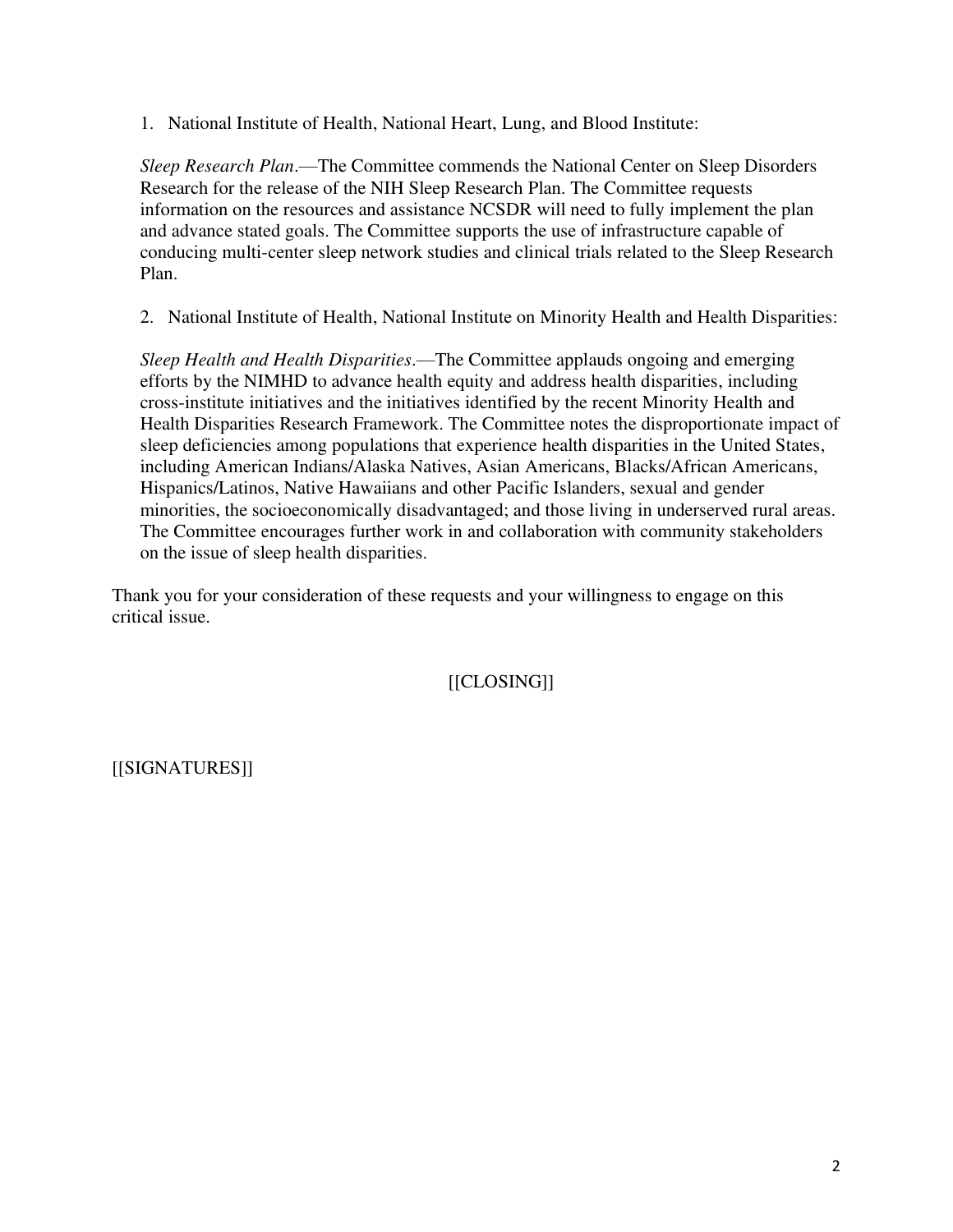1. National Institute of Health, National Heart, Lung, and Blood Institute:

   *Sleep Research Plan*.—The Committee commends the National Center on Sleep Disorders Research for the release of the NIH Sleep Research Plan. The Committee requests information on the resources and assistance NCSDR will need to fully implement the plan and advance stated goals. The Committee supports the use of infrastructure capable of conducing multi-center sleep network studies and clinical trials related to the Sleep Research Plan.

2. National Institute of Health, National Institute on Minority Health and Health Disparities:

   *Sleep Health and Health Disparities*.—The Committee applauds ongoing and emerging efforts by the NIMHD to advance health equity and address health disparities, including cross-institute initiatives and the initiatives identified by the recent Minority Health and Health Disparities Research Framework. The Committee notes the disproportionate impact of sleep deficiencies among populations that experience health disparities in the United States, including American Indians/Alaska Natives, Asian Americans, Blacks/African Americans, Hispanics/Latinos, Native Hawaiians and other Pacific Islanders, sexual and gender minorities, the socioeconomically disadvantaged; and those living in underserved rural areas. The Committee encourages further work in and collaboration with community stakeholders on the issue of sleep health disparities.

Thank you for your consideration of these requests and your willingness to engage on this critical issue.

[[CLOSING]]

[[SIGNATURES]]